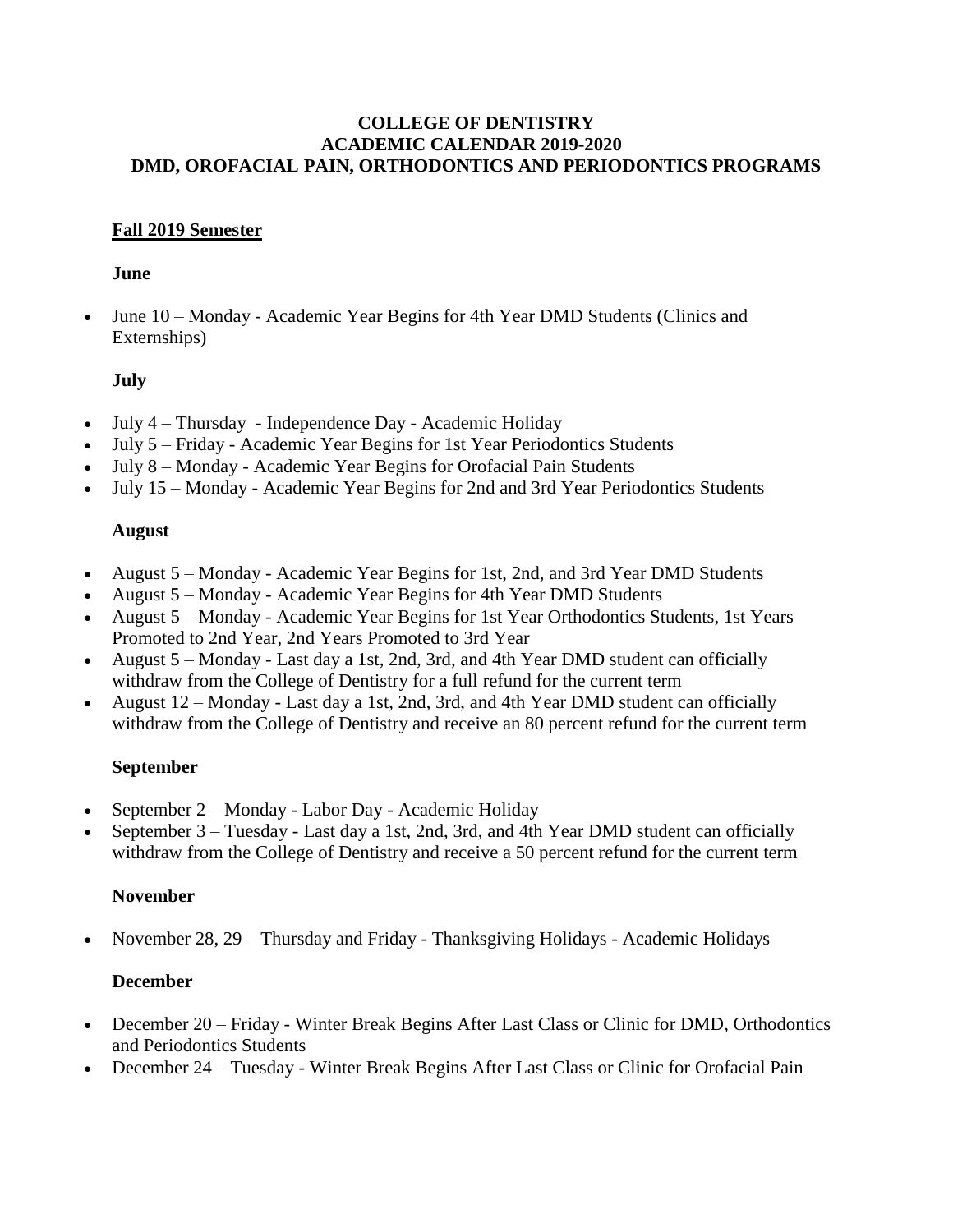# COLLEGE OF DENTISTRY
# ACADEMIC CALENDAR 2019-2020
# DMD, OROFACIAL PAIN, ORTHODONTICS AND PERIODONTICS PROGRAMS

## Fall 2019 Semester

### June

- June 10 – Monday - Academic Year Begins for 4th Year DMD Students (Clinics and Externships)

### July

- July 4 – Thursday - Independence Day - Academic Holiday
- July 5 – Friday - Academic Year Begins for 1st Year Periodontics Students
- July 8 – Monday - Academic Year Begins for Orofacial Pain Students
- July 15 – Monday - Academic Year Begins for 2nd and 3rd Year Periodontics Students

### August

- August 5 – Monday - Academic Year Begins for 1st, 2nd, and 3rd Year DMD Students
- August 5 – Monday - Academic Year Begins for 4th Year DMD Students
- August 5 – Monday - Academic Year Begins for 1st Year Orthodontics Students, 1st Years Promoted to 2nd Year, 2nd Years Promoted to 3rd Year
- August 5 – Monday - Last day a 1st, 2nd, 3rd, and 4th Year DMD student can officially withdraw from the College of Dentistry for a full refund for the current term
- August 12 – Monday - Last day a 1st, 2nd, 3rd, and 4th Year DMD student can officially withdraw from the College of Dentistry and receive an 80 percent refund for the current term

### September

- September 2 – Monday - Labor Day - Academic Holiday
- September 3 – Tuesday - Last day a 1st, 2nd, 3rd, and 4th Year DMD student can officially withdraw from the College of Dentistry and receive a 50 percent refund for the current term

### November

- November 28, 29 – Thursday and Friday - Thanksgiving Holidays - Academic Holidays

### December

- December 20 – Friday - Winter Break Begins After Last Class or Clinic for DMD, Orthodontics and Periodontics Students
- December 24 – Tuesday - Winter Break Begins After Last Class or Clinic for Orofacial Pain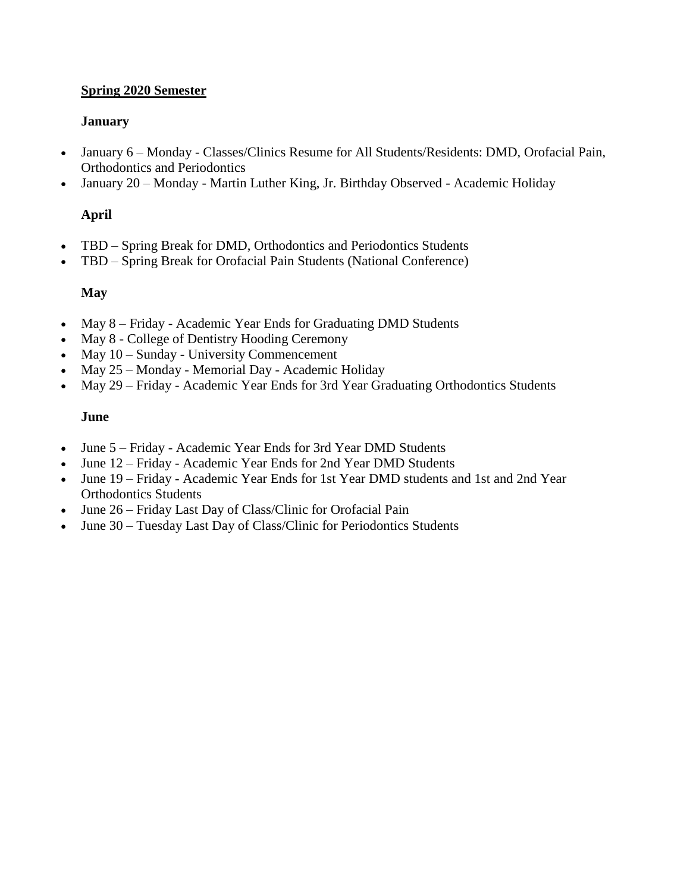**Spring 2020 Semester**

**January**

- January 6 – Monday - Classes/Clinics Resume for All Students/Residents: DMD, Orofacial Pain, Orthodontics and Periodontics
- January 20 – Monday - Martin Luther King, Jr. Birthday Observed - Academic Holiday

**April**

- TBD – Spring Break for DMD, Orthodontics and Periodontics Students
- TBD – Spring Break for Orofacial Pain Students (National Conference)

**May**

- May 8 – Friday - Academic Year Ends for Graduating DMD Students
- May 8 - College of Dentistry Hooding Ceremony
- May 10 – Sunday - University Commencement
- May 25 – Monday - Memorial Day - Academic Holiday
- May 29 – Friday - Academic Year Ends for 3rd Year Graduating Orthodontics Students

**June**

- June 5 – Friday - Academic Year Ends for 3rd Year DMD Students
- June 12 – Friday - Academic Year Ends for 2nd Year DMD Students
- June 19 – Friday - Academic Year Ends for 1st Year DMD students and 1st and 2nd Year Orthodontics Students
- June 26 – Friday Last Day of Class/Clinic for Orofacial Pain
- June 30 – Tuesday Last Day of Class/Clinic for Periodontics Students